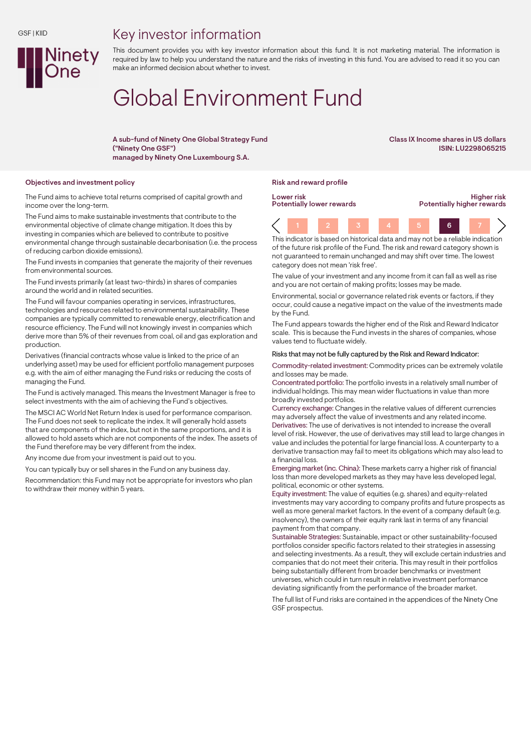GSF | KIID

# Key investor information

This document provides you with key investor information about this fund. It is not marketing material. The information is required by law to help you understand the nature and the risks of investing in this fund. You are advised to read it so you can make an informed decision about whether to invest.

# Global Environment Fund

**A sub-fund of Ninety One Global Strategy Fund ("Ninety One GSF")**
**managed by Ninety One Luxembourg S.A.**

**Class IX Income shares in US dollars**
**ISIN: LU2298065215**

## Objectives and investment policy

The Fund aims to achieve total returns comprised of capital growth and income over the long-term.

The Fund aims to make sustainable investments that contribute to the environmental objective of climate change mitigation. It does this by investing in companies which are believed to contribute to positive environmental change through sustainable decarbonisation (i.e. the process of reducing carbon dioxide emissions).

The Fund invests in companies that generate the majority of their revenues from environmental sources.

The Fund invests primarily (at least two-thirds) in shares of companies around the world and in related securities.

The Fund will favour companies operating in services, infrastructures, technologies and resources related to environmental sustainability. These companies are typically committed to renewable energy, electrification and resource efficiency. The Fund will not knowingly invest in companies which derive more than 5% of their revenues from coal, oil and gas exploration and production.

Derivatives (financial contracts whose value is linked to the price of an underlying asset) may be used for efficient portfolio management purposes e.g. with the aim of either managing the Fund risks or reducing the costs of managing the Fund.

The Fund is actively managed. This means the Investment Manager is free to select investments with the aim of achieving the Fund's objectives.

The MSCI AC World Net Return Index is used for performance comparison. The Fund does not seek to replicate the index. It will generally hold assets that are components of the index, but not in the same proportions, and it is allowed to hold assets which are not components of the index. The assets of the Fund therefore may be very different from the index.

Any income due from your investment is paid out to you.

You can typically buy or sell shares in the Fund on any business day.

Recommendation: this Fund may not be appropriate for investors who plan to withdraw their money within 5 years.

## Risk and reward profile

| **Lower risk**<br>**Potentially lower rewards** | | | | | | **Higher risk**<br>**Potentially higher rewards** |
|---|---|---|---|---|---|---|
| 1 | 2 | 3 | 4 | 5 | **6** | 7 |

This indicator is based on historical data and may not be a reliable indication of the future risk profile of the Fund. The risk and reward category shown is not guaranteed to remain unchanged and may shift over time. The lowest category does not mean 'risk free'.

The value of your investment and any income from it can fall as well as rise and you are not certain of making profits; losses may be made.

Environmental, social or governance related risk events or factors, if they occur, could cause a negative impact on the value of the investments made by the Fund.

The Fund appears towards the higher end of the Risk and Reward Indicator scale. This is because the Fund invests in the shares of companies, whose values tend to fluctuate widely.

Risks that may not be fully captured by the Risk and Reward Indicator:

Commodity-related investment: Commodity prices can be extremely volatile and losses may be made.

Concentrated portfolio: The portfolio invests in a relatively small number of individual holdings. This may mean wider fluctuations in value than more broadly invested portfolios.

Currency exchange: Changes in the relative values of different currencies may adversely affect the value of investments and any related income.

Derivatives: The use of derivatives is not intended to increase the overall level of risk. However, the use of derivatives may still lead to large changes in value and includes the potential for large financial loss. A counterparty to a derivative transaction may fail to meet its obligations which may also lead to a financial loss.

Emerging market (inc. China): These markets carry a higher risk of financial loss than more developed markets as they may have less developed legal, political, economic or other systems.

Equity investment: The value of equities (e.g. shares) and equity-related investments may vary according to company profits and future prospects as well as more general market factors. In the event of a company default (e.g. insolvency), the owners of their equity rank last in terms of any financial payment from that company.

Sustainable Strategies: Sustainable, impact or other sustainability-focused portfolios consider specific factors related to their strategies in assessing and selecting investments. As a result, they will exclude certain industries and companies that do not meet their criteria. This may result in their portfolios being substantially different from broader benchmarks or investment universes, which could in turn result in relative investment performance deviating significantly from the performance of the broader market.

The full list of Fund risks are contained in the appendices of the Ninety One GSF prospectus.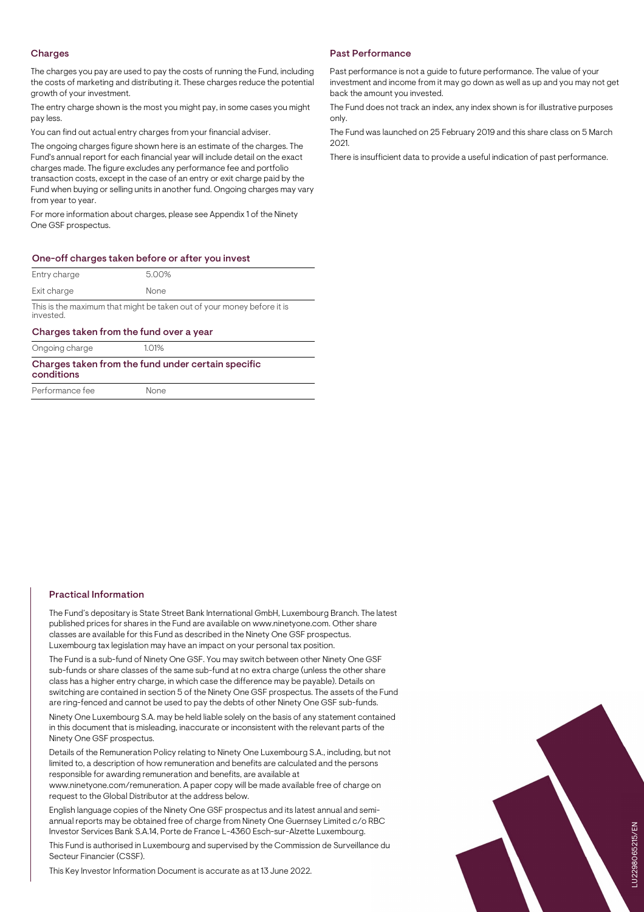## Charges

The charges you pay are used to pay the costs of running the Fund, including the costs of marketing and distributing it. These charges reduce the potential growth of your investment.

The entry charge shown is the most you might pay, in some cases you might pay less.

You can find out actual entry charges from your financial adviser.

The ongoing charges figure shown here is an estimate of the charges. The Fund's annual report for each financial year will include detail on the exact charges made. The figure excludes any performance fee and portfolio transaction costs, except in the case of an entry or exit charge paid by the Fund when buying or selling units in another fund. Ongoing charges may vary from year to year.

For more information about charges, please see Appendix 1 of the Ninety One GSF prospectus.

### One-off charges taken before or after you invest

| | |
|---|---|
| Entry charge | 5.00% |
| Exit charge | None |

This is the maximum that might be taken out of your money before it is invested.

### Charges taken from the fund over a year

| | |
|---|---|
| Ongoing charge | 1.01% |

### Charges taken from the fund under certain specific conditions

| | |
|---|---|
| Performance fee | None |

## Past Performance

Past performance is not a guide to future performance. The value of your investment and income from it may go down as well as up and you may not get back the amount you invested.

The Fund does not track an index, any index shown is for illustrative purposes only.

The Fund was launched on 25 February 2019 and this share class on 5 March 2021.

There is insufficient data to provide a useful indication of past performance.

## Practical Information

The Fund's depositary is State Street Bank International GmbH, Luxembourg Branch. The latest published prices for shares in the Fund are available on www.ninetyone.com. Other share classes are available for this Fund as described in the Ninety One GSF prospectus. Luxembourg tax legislation may have an impact on your personal tax position.

The Fund is a sub-fund of Ninety One GSF. You may switch between other Ninety One GSF sub-funds or share classes of the same sub-fund at no extra charge (unless the other share class has a higher entry charge, in which case the difference may be payable). Details on switching are contained in section 5 of the Ninety One GSF prospectus. The assets of the Fund are ring-fenced and cannot be used to pay the debts of other Ninety One GSF sub-funds.

Ninety One Luxembourg S.A. may be held liable solely on the basis of any statement contained in this document that is misleading, inaccurate or inconsistent with the relevant parts of the Ninety One GSF prospectus.

Details of the Remuneration Policy relating to Ninety One Luxembourg S.A., including, but not limited to, a description of how remuneration and benefits are calculated and the persons responsible for awarding remuneration and benefits, are available at www.ninetyone.com/remuneration. A paper copy will be made available free of charge on request to the Global Distributor at the address below.

English language copies of the Ninety One GSF prospectus and its latest annual and semi-annual reports may be obtained free of charge from Ninety One Guernsey Limited c/o RBC Investor Services Bank S.A.14, Porte de France L-4360 Esch-sur-Alzette Luxembourg.

This Fund is authorised in Luxembourg and supervised by the Commission de Surveillance du Secteur Financier (CSSF).

This Key Investor Information Document is accurate as at 13 June 2022.

LU2298065215/EN